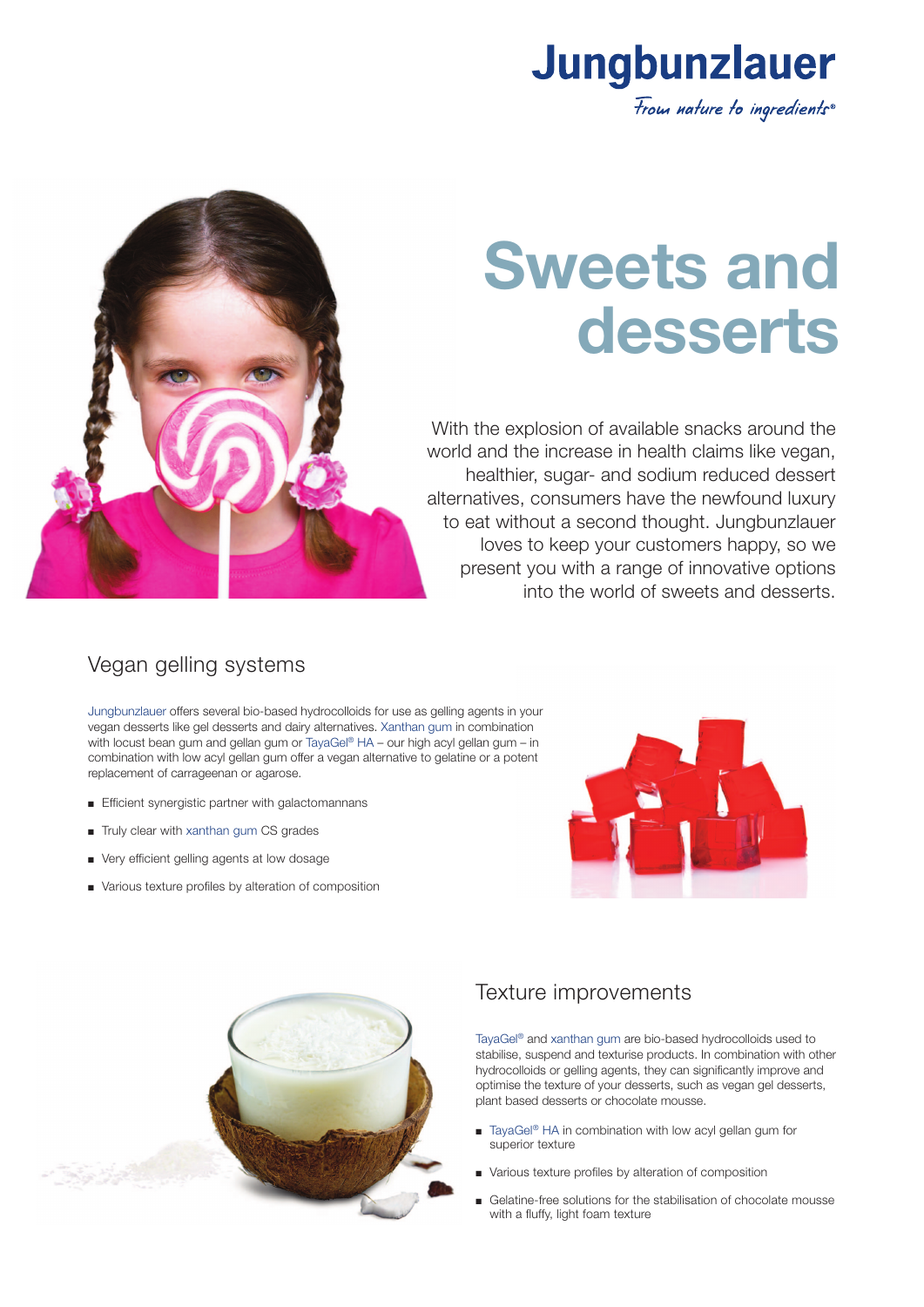Jungbunzlauer

*From nature to ingredients®*

# Sweets and desserts

With the explosion of available snacks around the world and the increase in health claims like vegan, healthier, sugar- and sodium reduced dessert alternatives, consumers have the newfound luxury to eat without a second thought. Jungbunzlauer loves to keep your customers happy, so we present you with a range of innovative options into the world of sweets and desserts.

## Vegan gelling systems

Jungbunzlauer offers several bio-based hydrocolloids for use as gelling agents in your vegan desserts like gel desserts and dairy alternatives. Xanthan gum in combination with locust bean gum and gellan gum or TayaGel® HA – our high acyl gellan gum – in combination with low acyl gellan gum offer a vegan alternative to gelatine or a potent replacement of carrageenan or agarose.

- Efficient synergistic partner with galactomannans
- Truly clear with xanthan gum CS grades
- Very efficient gelling agents at low dosage
- Various texture profiles by alteration of composition

## Texture improvements

TayaGel® and xanthan gum are bio-based hydrocolloids used to stabilise, suspend and texturise products. In combination with other hydrocolloids or gelling agents, they can significantly improve and optimise the texture of your desserts, such as vegan gel desserts, plant based desserts or chocolate mousse.

- TayaGel® HA in combination with low acyl gellan gum for superior texture
- Various texture profiles by alteration of composition
- Gelatine-free solutions for the stabilisation of chocolate mousse with a fluffy, light foam texture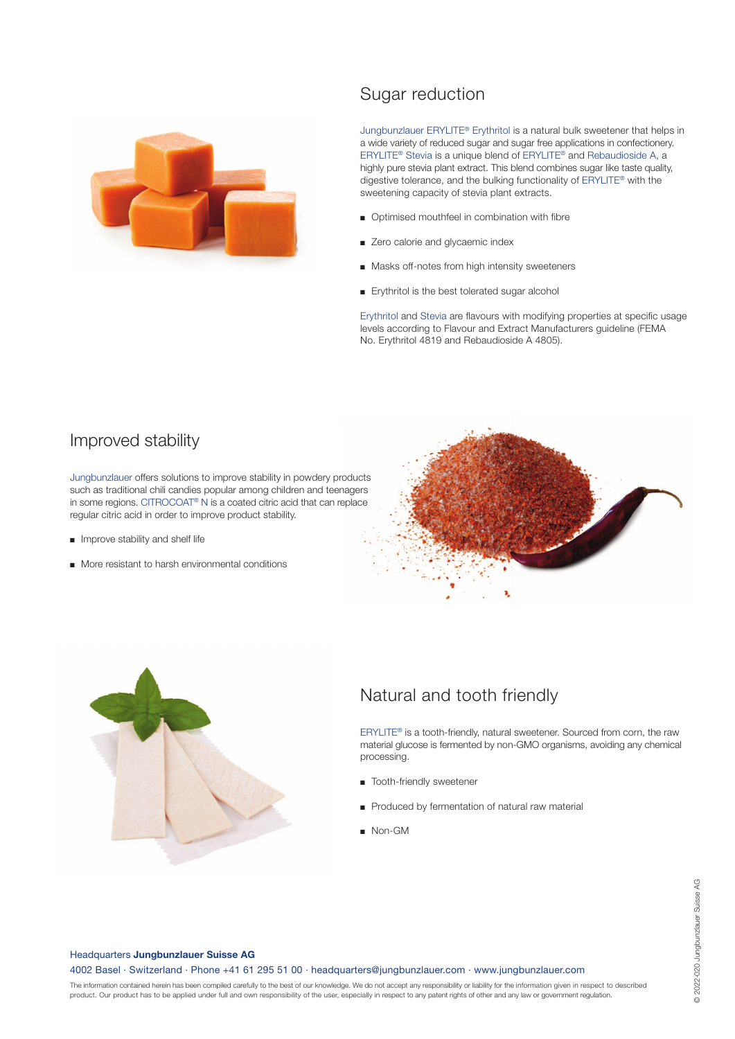## Sugar reduction

Jungbunzlauer ERYLITE® Erythritol is a natural bulk sweetener that helps in a wide variety of reduced sugar and sugar free applications in confectionery. ERYLITE® Stevia is a unique blend of ERYLITE® and Rebaudioside A, a highly pure stevia plant extract. This blend combines sugar like taste quality, digestive tolerance, and the bulking functionality of ERYLITE® with the sweetening capacity of stevia plant extracts.

- Optimised mouthfeel in combination with fibre
- Zero calorie and glycaemic index
- Masks off-notes from high intensity sweeteners
- Erythritol is the best tolerated sugar alcohol

Erythritol and Stevia are flavours with modifying properties at specific usage levels according to Flavour and Extract Manufacturers guideline (FEMA No. Erythritol 4819 and Rebaudioside A 4805).

## Improved stability

Jungbunzlauer offers solutions to improve stability in powdery products such as traditional chili candies popular among children and teenagers in some regions. CITROCOAT® N is a coated citric acid that can replace regular citric acid in order to improve product stability.

- Improve stability and shelf life
- More resistant to harsh environmental conditions

## Natural and tooth friendly

ERYLITE® is a tooth-friendly, natural sweetener. Sourced from corn, the raw material glucose is fermented by non-GMO organisms, avoiding any chemical processing.

- Tooth-friendly sweetener
- Produced by fermentation of natural raw material
- Non-GM

Headquarters **Jungbunzlauer Suisse AG**

4002 Basel · Switzerland · Phone +41 61 295 51 00 · headquarters@jungbunzlauer.com · www.jungbunzlauer.com

The information contained herein has been compiled carefully to the best of our knowledge. We do not accept any responsibility or liability for the information given in respect to described product. Our product has to be applied under full and own responsibility of the user, especially in respect to any patent rights of other and any law or government regulation.

© 2022-020 Jungbunzlauer Suisse AG